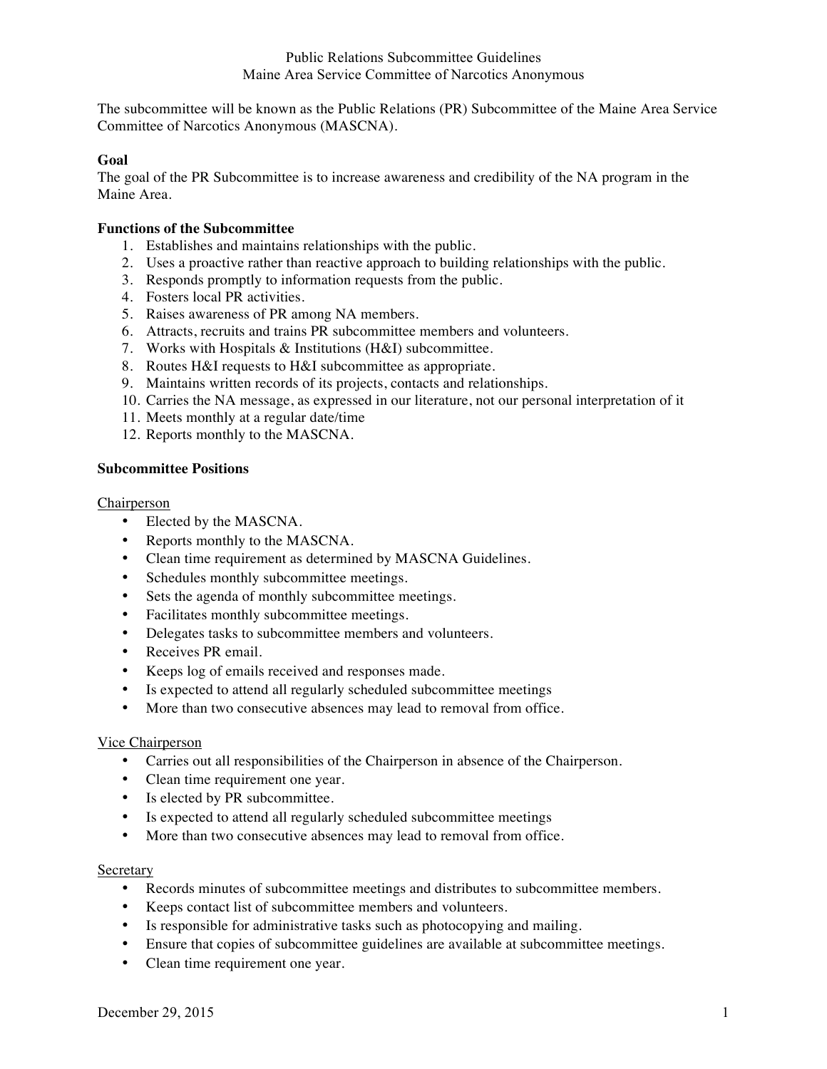# Public Relations Subcommittee Guidelines
## Maine Area Service Committee of Narcotics Anonymous

The subcommittee will be known as the Public Relations (PR) Subcommittee of the Maine Area Service Committee of Narcotics Anonymous (MASCNA).

**Goal**

The goal of the PR Subcommittee is to increase awareness and credibility of the NA program in the Maine Area.

**Functions of the Subcommittee**

1. Establishes and maintains relationships with the public.
2. Uses a proactive rather than reactive approach to building relationships with the public.
3. Responds promptly to information requests from the public.
4. Fosters local PR activities.
5. Raises awareness of PR among NA members.
6. Attracts, recruits and trains PR subcommittee members and volunteers.
7. Works with Hospitals & Institutions (H&I) subcommittee.
8. Routes H&I requests to H&I subcommittee as appropriate.
9. Maintains written records of its projects, contacts and relationships.
10. Carries the NA message, as expressed in our literature, not our personal interpretation of it
11. Meets monthly at a regular date/time
12. Reports monthly to the MASCNA.

**Subcommittee Positions**

<u>Chairperson</u>

- Elected by the MASCNA.
- Reports monthly to the MASCNA.
- Clean time requirement as determined by MASCNA Guidelines.
- Schedules monthly subcommittee meetings.
- Sets the agenda of monthly subcommittee meetings.
- Facilitates monthly subcommittee meetings.
- Delegates tasks to subcommittee members and volunteers.
- Receives PR email.
- Keeps log of emails received and responses made.
- Is expected to attend all regularly scheduled subcommittee meetings
- More than two consecutive absences may lead to removal from office.

<u>Vice Chairperson</u>

- Carries out all responsibilities of the Chairperson in absence of the Chairperson.
- Clean time requirement one year.
- Is elected by PR subcommittee.
- Is expected to attend all regularly scheduled subcommittee meetings
- More than two consecutive absences may lead to removal from office.

<u>Secretary</u>

- Records minutes of subcommittee meetings and distributes to subcommittee members.
- Keeps contact list of subcommittee members and volunteers.
- Is responsible for administrative tasks such as photocopying and mailing.
- Ensure that copies of subcommittee guidelines are available at subcommittee meetings.
- Clean time requirement one year.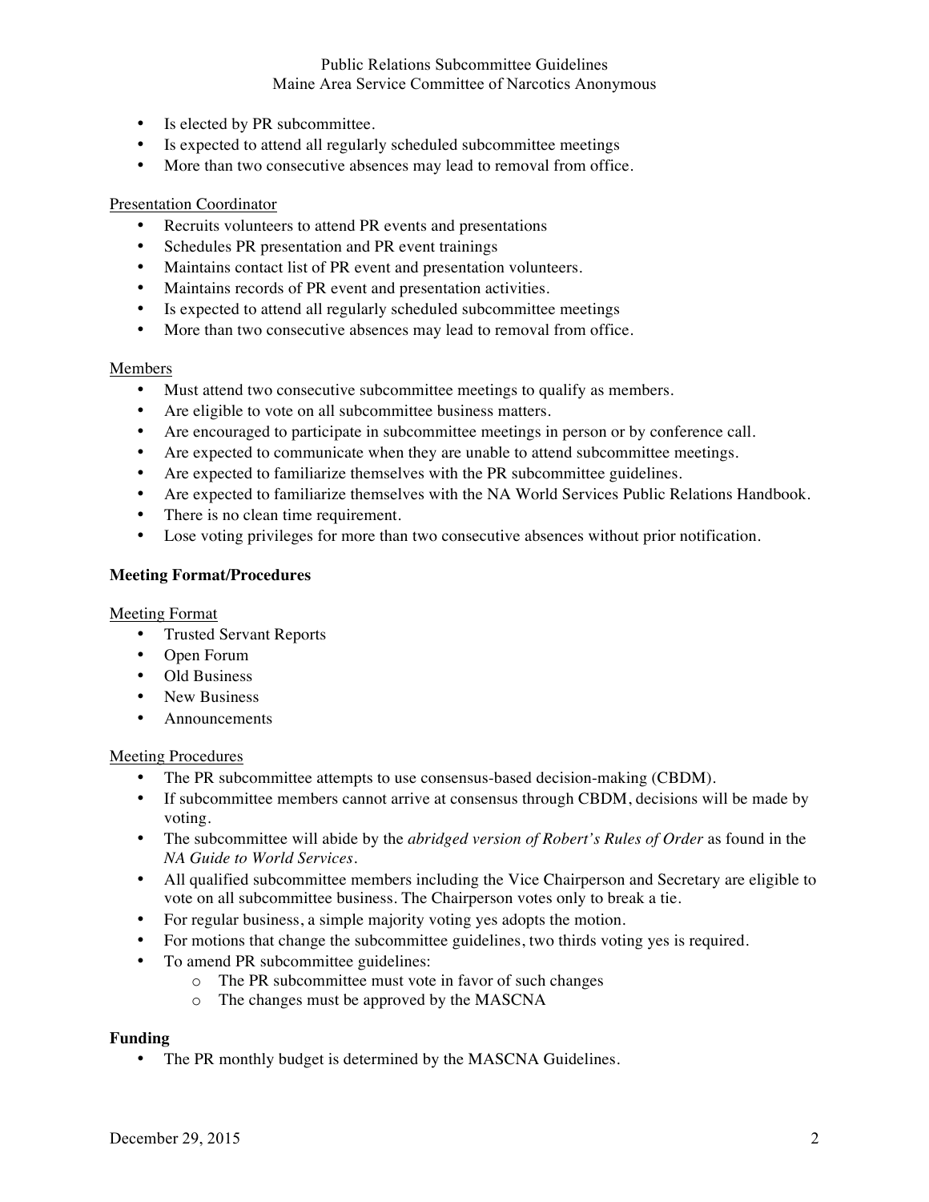- Is elected by PR subcommittee.
- Is expected to attend all regularly scheduled subcommittee meetings
- More than two consecutive absences may lead to removal from office.

Presentation Coordinator

- Recruits volunteers to attend PR events and presentations
- Schedules PR presentation and PR event trainings
- Maintains contact list of PR event and presentation volunteers.
- Maintains records of PR event and presentation activities.
- Is expected to attend all regularly scheduled subcommittee meetings
- More than two consecutive absences may lead to removal from office.

Members

- Must attend two consecutive subcommittee meetings to qualify as members.
- Are eligible to vote on all subcommittee business matters.
- Are encouraged to participate in subcommittee meetings in person or by conference call.
- Are expected to communicate when they are unable to attend subcommittee meetings.
- Are expected to familiarize themselves with the PR subcommittee guidelines.
- Are expected to familiarize themselves with the NA World Services Public Relations Handbook.
- There is no clean time requirement.
- Lose voting privileges for more than two consecutive absences without prior notification.

**Meeting Format/Procedures**

Meeting Format

- Trusted Servant Reports
- Open Forum
- Old Business
- New Business
- Announcements

Meeting Procedures

- The PR subcommittee attempts to use consensus-based decision-making (CBDM).
- If subcommittee members cannot arrive at consensus through CBDM, decisions will be made by voting.
- The subcommittee will abide by the *abridged version of Robert's Rules of Order* as found in the *NA Guide to World Services*.
- All qualified subcommittee members including the Vice Chairperson and Secretary are eligible to vote on all subcommittee business. The Chairperson votes only to break a tie.
- For regular business, a simple majority voting yes adopts the motion.
- For motions that change the subcommittee guidelines, two thirds voting yes is required.
- To amend PR subcommittee guidelines:
  - The PR subcommittee must vote in favor of such changes
  - The changes must be approved by the MASCNA

**Funding**

- The PR monthly budget is determined by the MASCNA Guidelines.